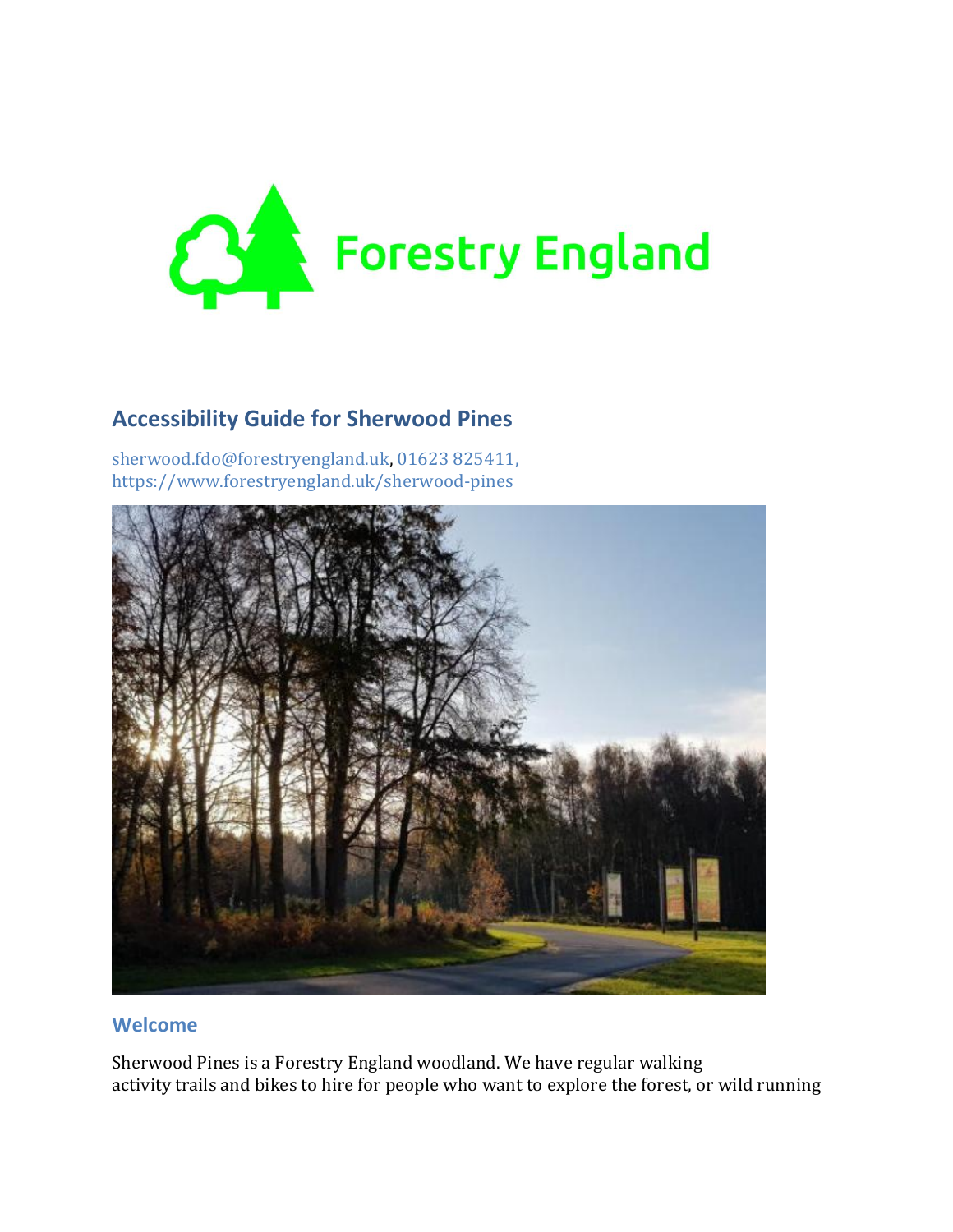Forestry England

## Accessibility Guide for Sherwood Pines

sherwood.fdo@forestryengland.uk, 01623 825411, https://www.forestryengland.uk/sherwood-pines

### Welcome

Sherwood Pines is a Forestry England woodland. We have regular walking activity trails and bikes to hire for people who want to explore the forest, or wild running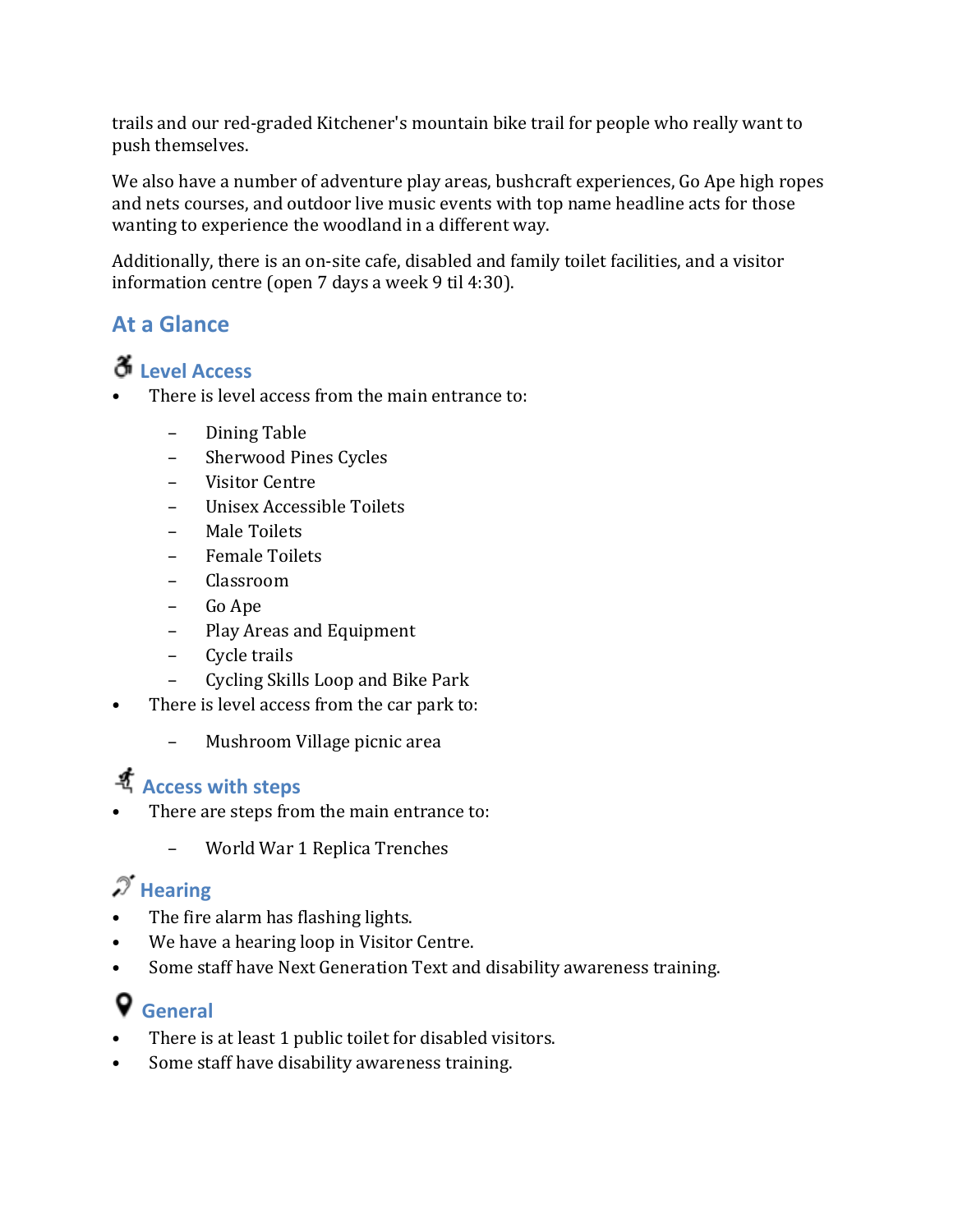trails and our red-graded Kitchener's mountain bike trail for people who really want to push themselves.

We also have a number of adventure play areas, bushcraft experiences, Go Ape high ropes and nets courses, and outdoor live music events with top name headline acts for those wanting to experience the woodland in a different way.

Additionally, there is an on-site cafe, disabled and family toilet facilities, and a visitor information centre (open 7 days a week 9 til 4:30).

## At a Glance

### Level Access

- There is level access from the main entrance to:
  - Dining Table
  - Sherwood Pines Cycles
  - Visitor Centre
  - Unisex Accessible Toilets
  - Male Toilets
  - Female Toilets
  - Classroom
  - Go Ape
  - Play Areas and Equipment
  - Cycle trails
  - Cycling Skills Loop and Bike Park
- There is level access from the car park to:
  - Mushroom Village picnic area

### Access with steps

- There are steps from the main entrance to:
  - World War 1 Replica Trenches

### Hearing

- The fire alarm has flashing lights.
- We have a hearing loop in Visitor Centre.
- Some staff have Next Generation Text and disability awareness training.

### General

- There is at least 1 public toilet for disabled visitors.
- Some staff have disability awareness training.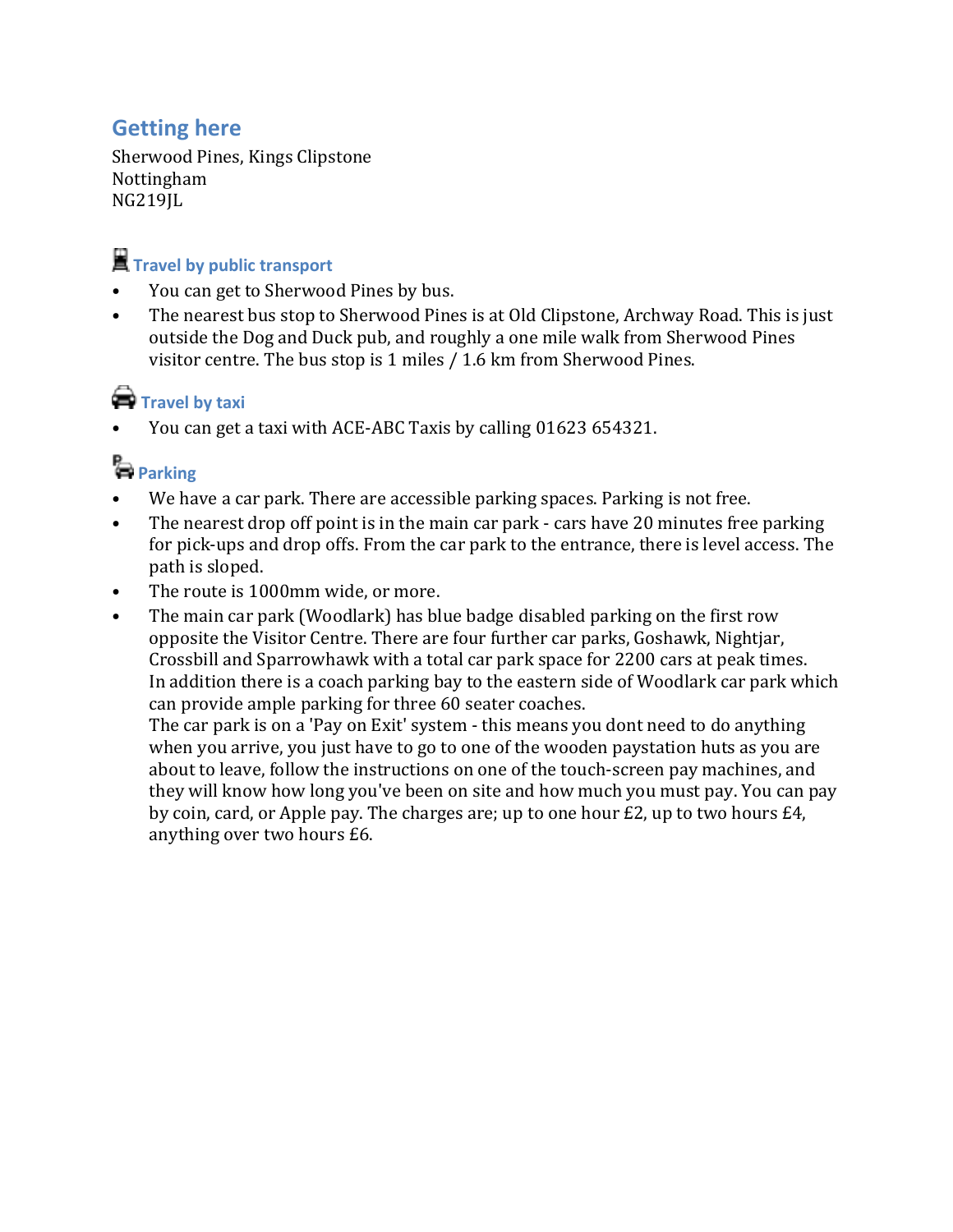## Getting here

Sherwood Pines, Kings Clipstone
Nottingham
NG219JL

### Travel by public transport

- You can get to Sherwood Pines by bus.
- The nearest bus stop to Sherwood Pines is at Old Clipstone, Archway Road. This is just outside the Dog and Duck pub, and roughly a one mile walk from Sherwood Pines visitor centre. The bus stop is 1 miles / 1.6 km from Sherwood Pines.

### Travel by taxi

- You can get a taxi with ACE-ABC Taxis by calling 01623 654321.

### Parking

- We have a car park. There are accessible parking spaces. Parking is not free.
- The nearest drop off point is in the main car park - cars have 20 minutes free parking for pick-ups and drop offs. From the car park to the entrance, there is level access. The path is sloped.
- The route is 1000mm wide, or more.
- The main car park (Woodlark) has blue badge disabled parking on the first row opposite the Visitor Centre. There are four further car parks, Goshawk, Nightjar, Crossbill and Sparrowhawk with a total car park space for 2200 cars at peak times. In addition there is a coach parking bay to the eastern side of Woodlark car park which can provide ample parking for three 60 seater coaches.
  The car park is on a 'Pay on Exit' system - this means you dont need to do anything when you arrive, you just have to go to one of the wooden paystation huts as you are about to leave, follow the instructions on one of the touch-screen pay machines, and they will know how long you've been on site and how much you must pay. You can pay by coin, card, or Apple pay. The charges are; up to one hour £2, up to two hours £4, anything over two hours £6.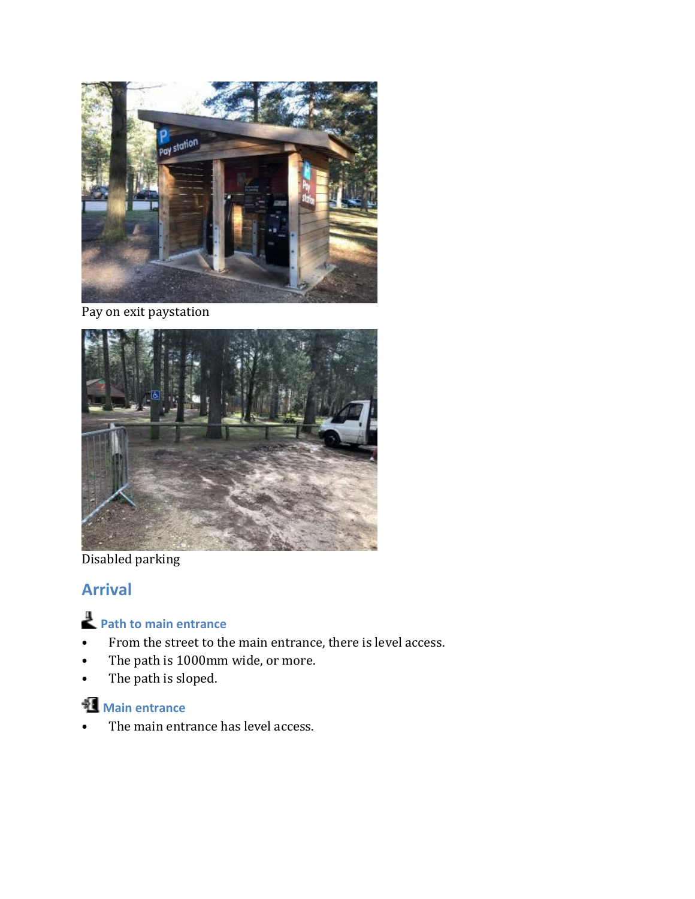Pay on exit paystation

Disabled parking

## Arrival

### Path to main entrance

- From the street to the main entrance, there is level access.
- The path is 1000mm wide, or more.
- The path is sloped.

### Main entrance

- The main entrance has level access.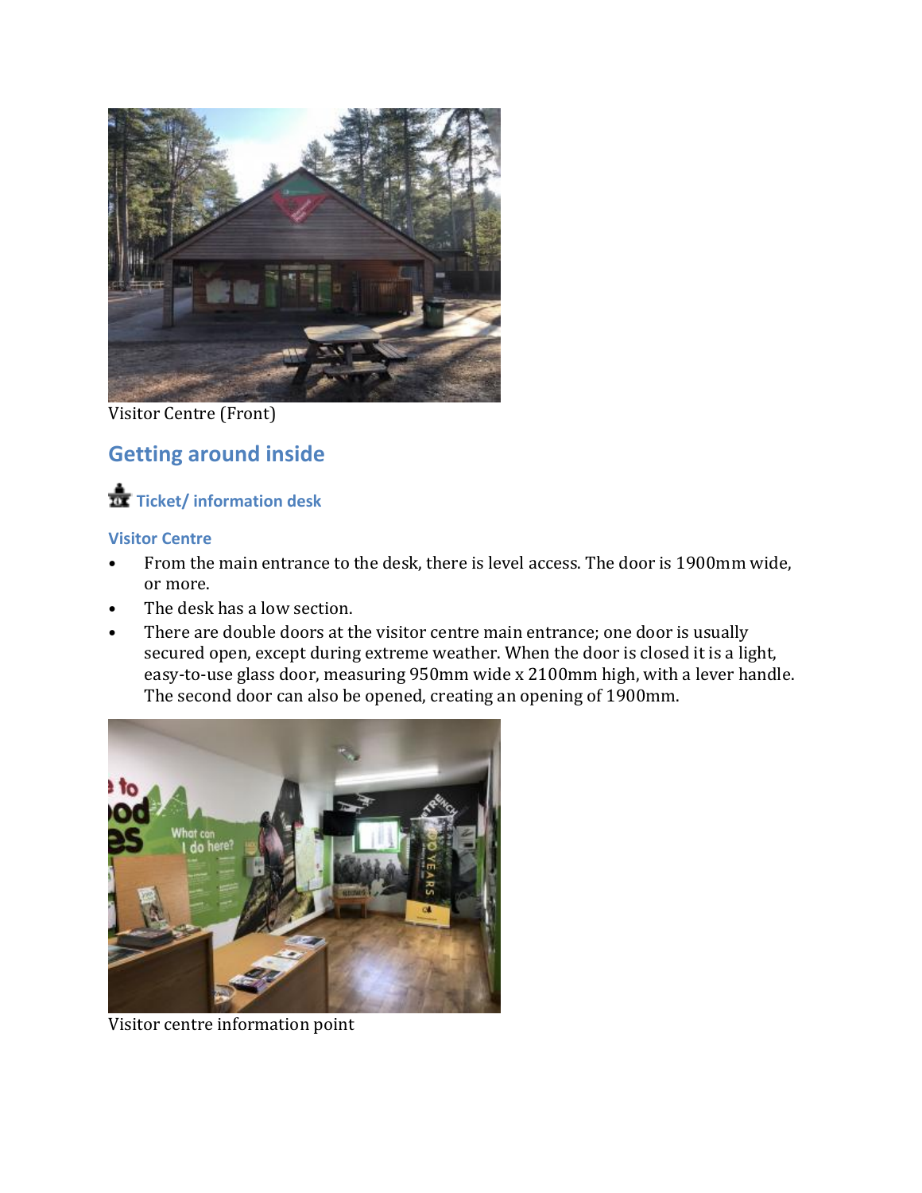Visitor Centre (Front)

## Getting around inside

### Ticket/ information desk

#### Visitor Centre

- From the main entrance to the desk, there is level access. The door is 1900mm wide, or more.
- The desk has a low section.
- There are double doors at the visitor centre main entrance; one door is usually secured open, except during extreme weather. When the door is closed it is a light, easy-to-use glass door, measuring 950mm wide x 2100mm high, with a lever handle. The second door can also be opened, creating an opening of 1900mm.

Visitor centre information point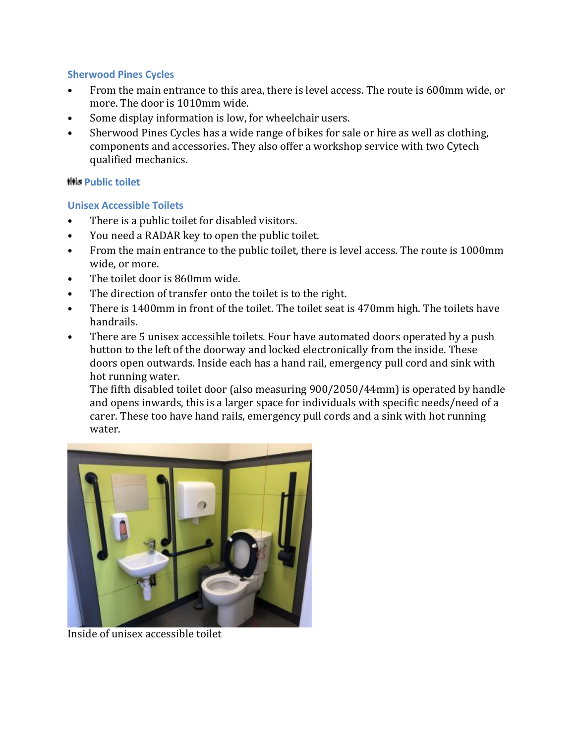### Sherwood Pines Cycles

- From the main entrance to this area, there is level access. The route is 600mm wide, or more. The door is 1010mm wide.
- Some display information is low, for wheelchair users.
- Sherwood Pines Cycles has a wide range of bikes for sale or hire as well as clothing, components and accessories. They also offer a workshop service with two Cytech qualified mechanics.

### Public toilet

### Unisex Accessible Toilets

- There is a public toilet for disabled visitors.
- You need a RADAR key to open the public toilet.
- From the main entrance to the public toilet, there is level access. The route is 1000mm wide, or more.
- The toilet door is 860mm wide.
- The direction of transfer onto the toilet is to the right.
- There is 1400mm in front of the toilet. The toilet seat is 470mm high. The toilets have handrails.
- There are 5 unisex accessible toilets. Four have automated doors operated by a push button to the left of the doorway and locked electronically from the inside. These doors open outwards. Inside each has a hand rail, emergency pull cord and sink with hot running water.
  The fifth disabled toilet door (also measuring 900/2050/44mm) is operated by handle and opens inwards, this is a larger space for individuals with specific needs/need of a carer. These too have hand rails, emergency pull cords and a sink with hot running water.

Inside of unisex accessible toilet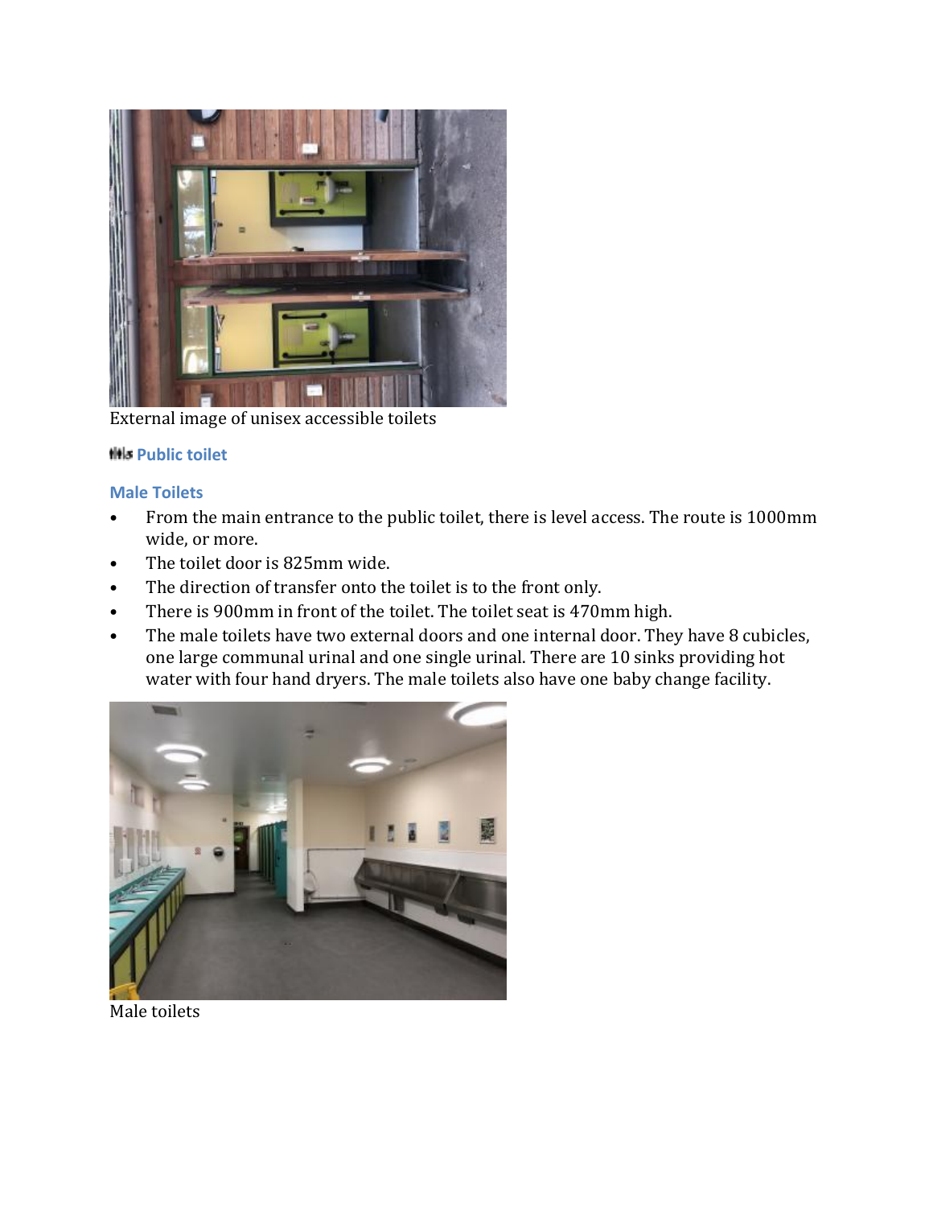External image of unisex accessible toilets

## Public toilet

### Male Toilets

- From the main entrance to the public toilet, there is level access. The route is 1000mm wide, or more.
- The toilet door is 825mm wide.
- The direction of transfer onto the toilet is to the front only.
- There is 900mm in front of the toilet. The toilet seat is 470mm high.
- The male toilets have two external doors and one internal door. They have 8 cubicles, one large communal urinal and one single urinal. There are 10 sinks providing hot water with four hand dryers. The male toilets also have one baby change facility.

Male toilets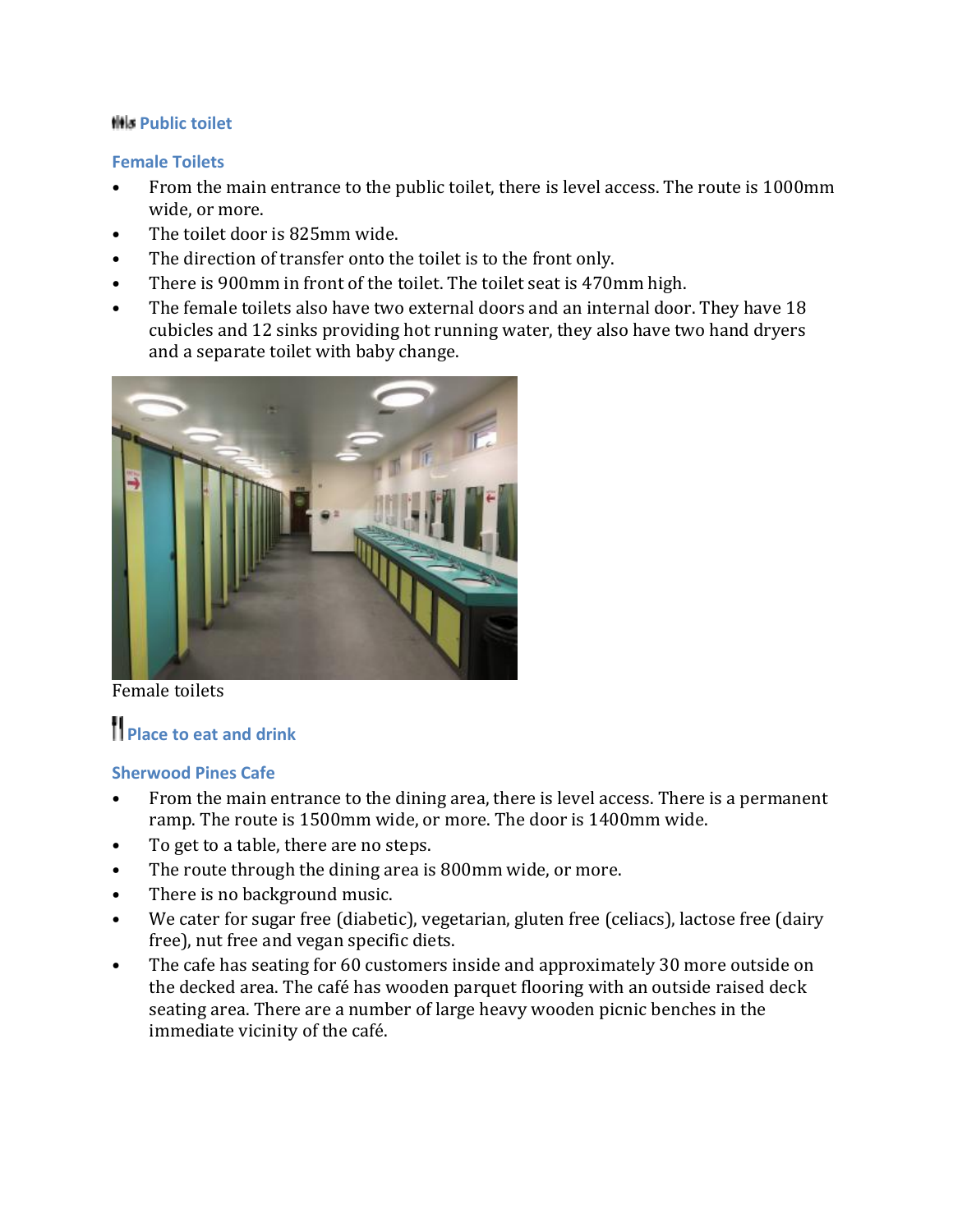## Public toilet

### Female Toilets

- From the main entrance to the public toilet, there is level access. The route is 1000mm wide, or more.
- The toilet door is 825mm wide.
- The direction of transfer onto the toilet is to the front only.
- There is 900mm in front of the toilet. The toilet seat is 470mm high.
- The female toilets also have two external doors and an internal door. They have 18 cubicles and 12 sinks providing hot running water, they also have two hand dryers and a separate toilet with baby change.

Female toilets

## Place to eat and drink

### Sherwood Pines Cafe

- From the main entrance to the dining area, there is level access. There is a permanent ramp. The route is 1500mm wide, or more. The door is 1400mm wide.
- To get to a table, there are no steps.
- The route through the dining area is 800mm wide, or more.
- There is no background music.
- We cater for sugar free (diabetic), vegetarian, gluten free (celiacs), lactose free (dairy free), nut free and vegan specific diets.
- The cafe has seating for 60 customers inside and approximately 30 more outside on the decked area. The café has wooden parquet flooring with an outside raised deck seating area. There are a number of large heavy wooden picnic benches in the immediate vicinity of the café.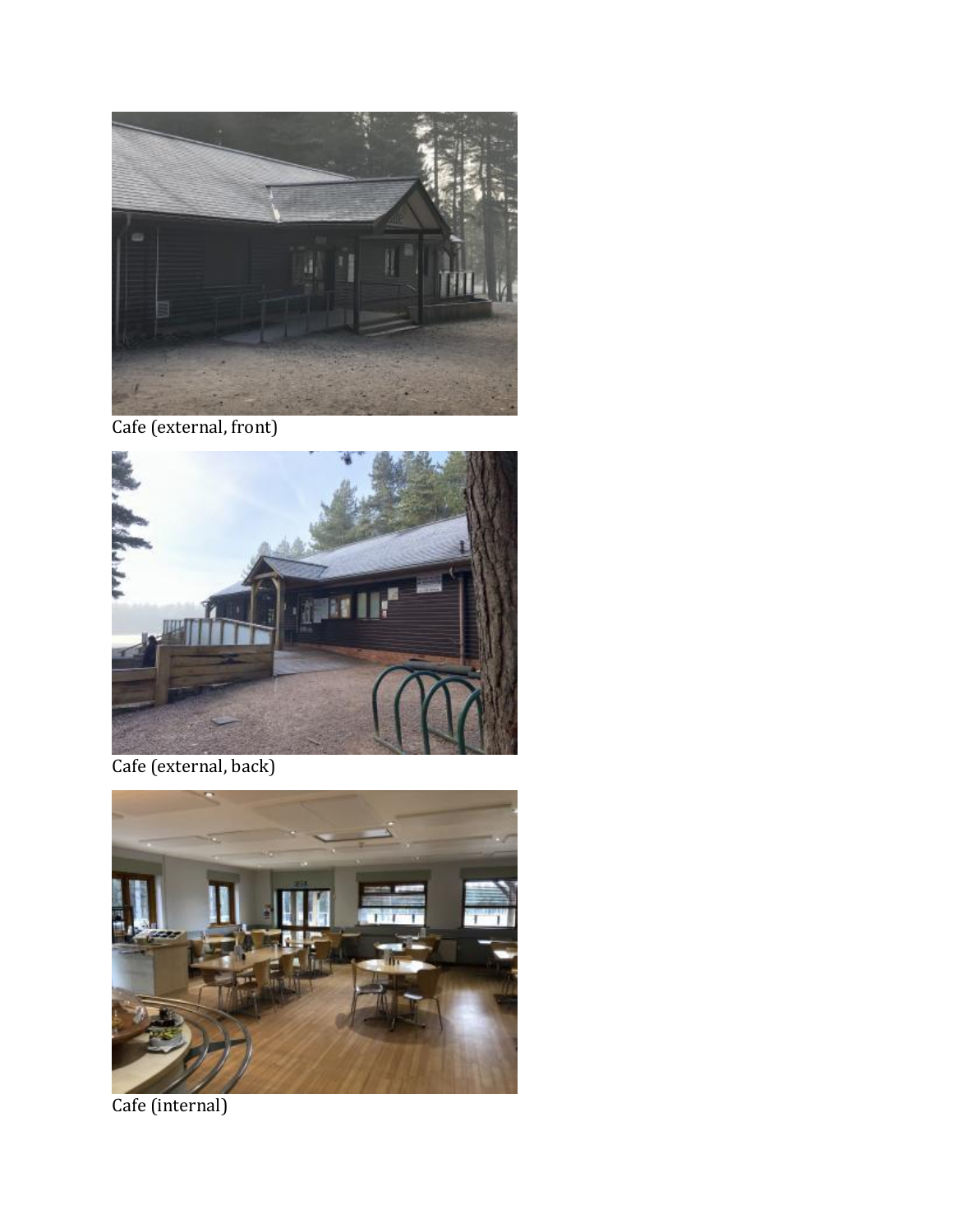Cafe (external, front)

Cafe (external, back)

Cafe (internal)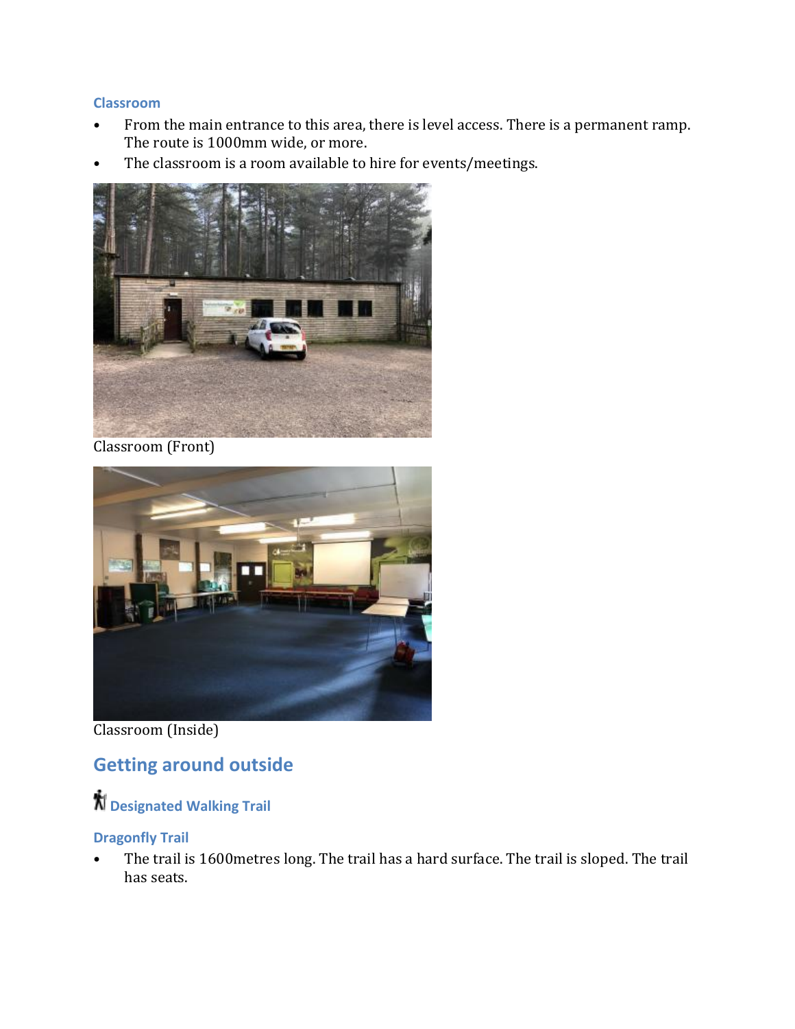### Classroom

- From the main entrance to this area, there is level access. There is a permanent ramp. The route is 1000mm wide, or more.
- The classroom is a room available to hire for events/meetings.

Classroom (Front)

Classroom (Inside)

## Getting around outside

### Designated Walking Trail

#### Dragonfly Trail

- The trail is 1600metres long. The trail has a hard surface. The trail is sloped. The trail has seats.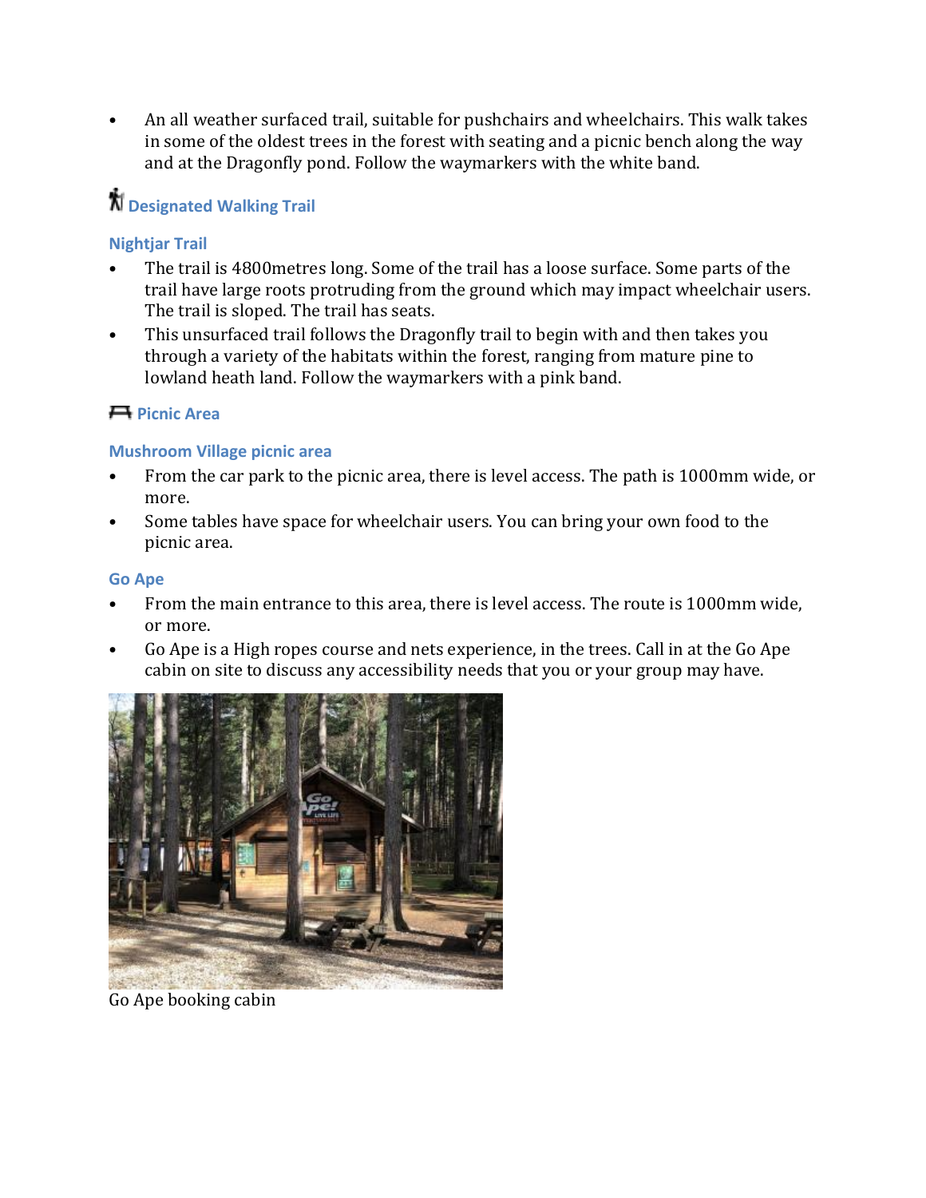- An all weather surfaced trail, suitable for pushchairs and wheelchairs. This walk takes in some of the oldest trees in the forest with seating and a picnic bench along the way and at the Dragonfly pond. Follow the waymarkers with the white band.

## Designated Walking Trail

### Nightjar Trail

- The trail is 4800metres long. Some of the trail has a loose surface. Some parts of the trail have large roots protruding from the ground which may impact wheelchair users. The trail is sloped. The trail has seats.
- This unsurfaced trail follows the Dragonfly trail to begin with and then takes you through a variety of the habitats within the forest, ranging from mature pine to lowland heath land. Follow the waymarkers with a pink band.

## Picnic Area

### Mushroom Village picnic area

- From the car park to the picnic area, there is level access. The path is 1000mm wide, or more.
- Some tables have space for wheelchair users. You can bring your own food to the picnic area.

### Go Ape

- From the main entrance to this area, there is level access. The route is 1000mm wide, or more.
- Go Ape is a High ropes course and nets experience, in the trees. Call in at the Go Ape cabin on site to discuss any accessibility needs that you or your group may have.

Go Ape booking cabin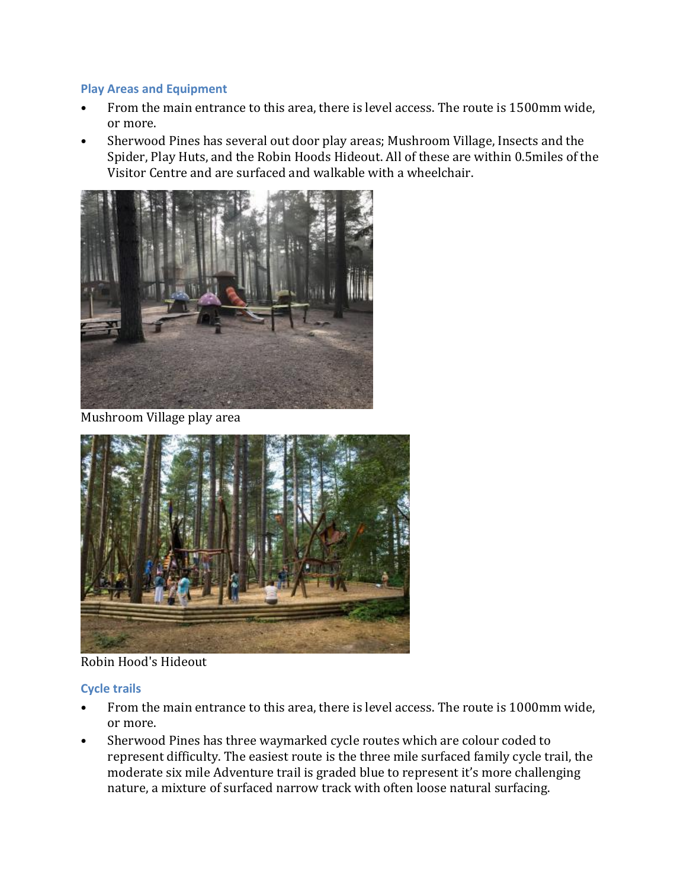### Play Areas and Equipment

- From the main entrance to this area, there is level access. The route is 1500mm wide, or more.
- Sherwood Pines has several out door play areas; Mushroom Village, Insects and the Spider, Play Huts, and the Robin Hoods Hideout. All of these are within 0.5miles of the Visitor Centre and are surfaced and walkable with a wheelchair.

Mushroom Village play area

Robin Hood's Hideout

### Cycle trails

- From the main entrance to this area, there is level access. The route is 1000mm wide, or more.
- Sherwood Pines has three waymarked cycle routes which are colour coded to represent difficulty. The easiest route is the three mile surfaced family cycle trail, the moderate six mile Adventure trail is graded blue to represent it's more challenging nature, a mixture of surfaced narrow track with often loose natural surfacing.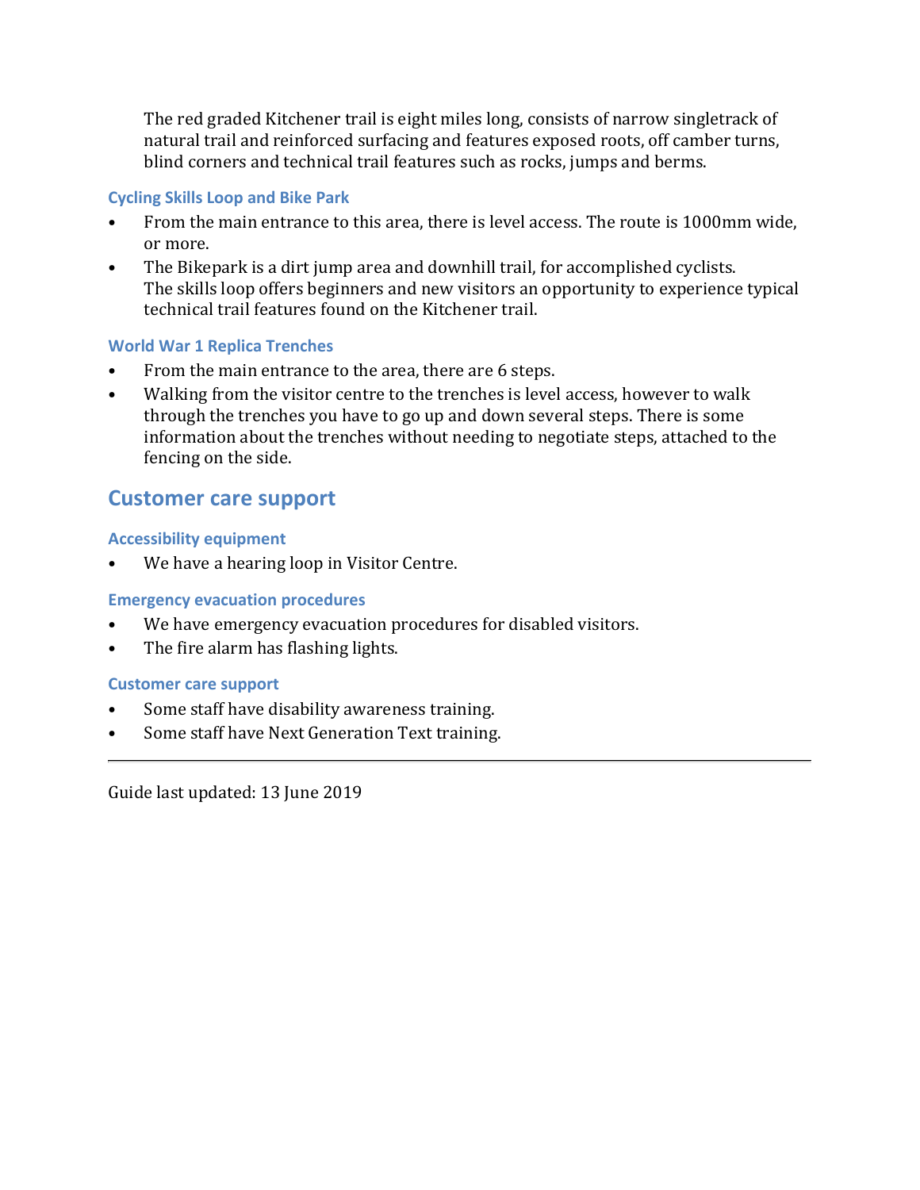The red graded Kitchener trail is eight miles long, consists of narrow singletrack of natural trail and reinforced surfacing and features exposed roots, off camber turns, blind corners and technical trail features such as rocks, jumps and berms.

### Cycling Skills Loop and Bike Park

- From the main entrance to this area, there is level access. The route is 1000mm wide, or more.
- The Bikepark is a dirt jump area and downhill trail, for accomplished cyclists. The skills loop offers beginners and new visitors an opportunity to experience typical technical trail features found on the Kitchener trail.

### World War 1 Replica Trenches

- From the main entrance to the area, there are 6 steps.
- Walking from the visitor centre to the trenches is level access, however to walk through the trenches you have to go up and down several steps. There is some information about the trenches without needing to negotiate steps, attached to the fencing on the side.

## Customer care support

### Accessibility equipment

- We have a hearing loop in Visitor Centre.

### Emergency evacuation procedures

- We have emergency evacuation procedures for disabled visitors.
- The fire alarm has flashing lights.

### Customer care support

- Some staff have disability awareness training.
- Some staff have Next Generation Text training.

---

Guide last updated: 13 June 2019